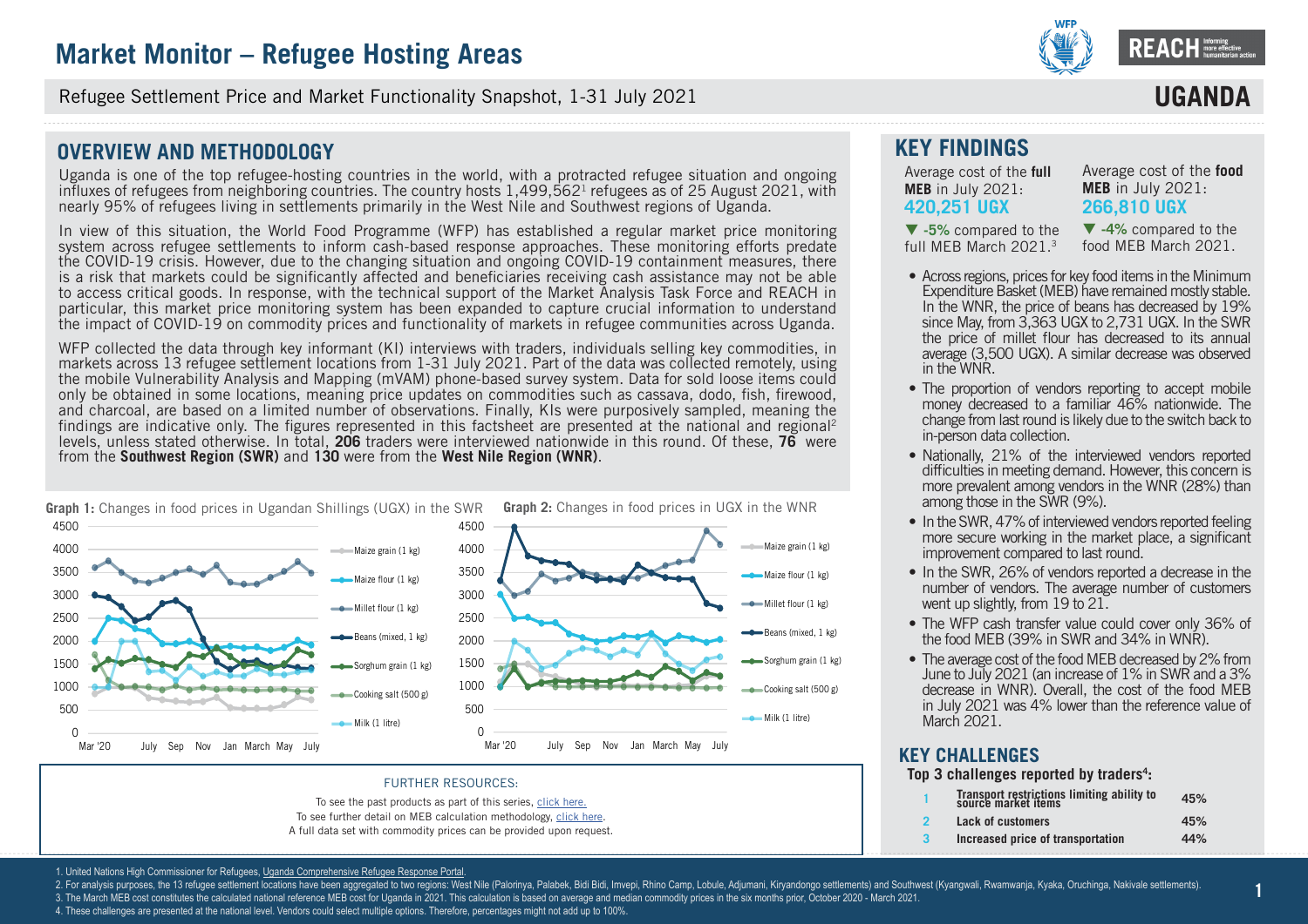# Market Monitor – Refugee Hosting Areas

Refugee Settlement Price and Market Functionality Snapshot, 1-31 July 2021

**UGANDA**

## OVERVIEW AND METHODOLOGY

Uganda is one of the top refugee-hosting countries in the world, with a protracted refugee situation and ongoing influxes of refugees from neighboring countries. The country hosts 1,499,562[1] refugees as of 25 August 2021, with nearly 95% of refugees living in settlements primarily in the West Nile and Southwest regions of Uganda.

In view of this situation, the World Food Programme (WFP) has established a regular market price monitoring system across refugee settlements to inform cash-based response approaches. These monitoring efforts predate the COVID-19 crisis. However, due to the changing situation and ongoing COVID-19 containment measures, there is a risk that markets could be significantly affected and beneficiaries receiving cash assistance may not be able to access critical goods. In response, with the technical support of the Market Analysis Task Force and REACH in particular, this market price monitoring system has been expanded to capture crucial information to understand the impact of COVID-19 on commodity prices and functionality of markets in refugee communities across Uganda.

WFP collected the data through key informant (KI) interviews with traders, individuals selling key commodities, in markets across 13 refugee settlement locations from 1-31 July 2021. Part of the data was collected remotely, using the mobile Vulnerability Analysis and Mapping (mVAM) phone-based survey system. Data for sold loose items could only be obtained in some locations, meaning price updates on commodities such as cassava, dodo, fish, firewood, and charcoal, are based on a limited number of observations. Finally, KIs were purposively sampled, meaning the findings are indicative only. The figures represented in this factsheet are presented at the national and regional[2] levels, unless stated otherwise. In total, **206** traders were interviewed nationwide in this round. Of these, **76** were from the **Southwest Region (SWR)** and **130** were from the **West Nile Region (WNR)**.

**Graph 1:** Changes in food prices in Ugandan Shillings (UGX) in the SWR

**Graph 2:** Changes in food prices in UGX in the WNR

## FURTHER RESOURCES:

To see the past products as part of this series, click here.
To see further detail on MEB calculation methodology, click here.
A full data set with commodity prices can be provided upon request.

## KEY FINDINGS

Average cost of the **full MEB** in July 2021: **420,251 UGX**

▼ **-5%** compared to the full MEB March 2021.[3]

Average cost of the **food MEB** in July 2021: **266,810 UGX**

▼ **-4%** compared to the food MEB March 2021.

- Across regions, prices for key food items in the Minimum Expenditure Basket (MEB) have remained mostly stable. In the WNR, the price of beans has decreased by 19% since May, from 3,363 UGX to 2,731 UGX. In the SWR the price of millet flour has decreased to its annual average (3,500 UGX). A similar decrease was observed in the WNR.
- The proportion of vendors reporting to accept mobile money decreased to a familiar 46% nationwide. The change from last round is likely due to the switch back to in-person data collection.
- Nationally, 21% of the interviewed vendors reported difficulties in meeting demand. However, this concern is more prevalent among vendors in the WNR (28%) than among those in the SWR (9%).
- In the SWR, 47% of interviewed vendors reported feeling more secure working in the market place, a significant improvement compared to last round.
- In the SWR, 26% of vendors reported a decrease in the number of vendors. The average number of customers went up slightly, from 19 to 21.
- The WFP cash transfer value could cover only 36% of the food MEB (39% in SWR and 34% in WNR).
- The average cost of the food MEB decreased by 2% from June to July 2021 (an increase of 1% in SWR and a 3% decrease in WNR). Overall, the cost of the food MEB in July 2021 was 4% lower than the reference value of March 2021.

## KEY CHALLENGES

**Top 3 challenges reported by traders[4]:**

| | | |
|---|---|---|
| 1 | **Transport restrictions limiting ability to source market items** | **45%** |
| 2 | **Lack of customers** | **45%** |
| 3 | **Increased price of transportation** | **44%** |

1. United Nations High Commissioner for Refugees, Uganda Comprehensive Refugee Response Portal.
2. For analysis purposes, the 13 refugee settlement locations have been aggregated to two regions: West Nile (Palorinya, Palabek, Bidi Bidi, Imvepi, Rhino Camp, Lobule, Adjumani, Kiryandongo settlements) and Southwest (Kyangwali, Rwamwanja, Kyaka, Oruchinga, Nakivale settlements).
3. The March MEB cost constitutes the calculated national reference MEB cost for Uganda in 2021. This calculation is based on average and median commodity prices in the six months prior, October 2020 - March 2021.
4. These challenges are presented at the national level. Vendors could select multiple options. Therefore, percentages might not add up to 100%.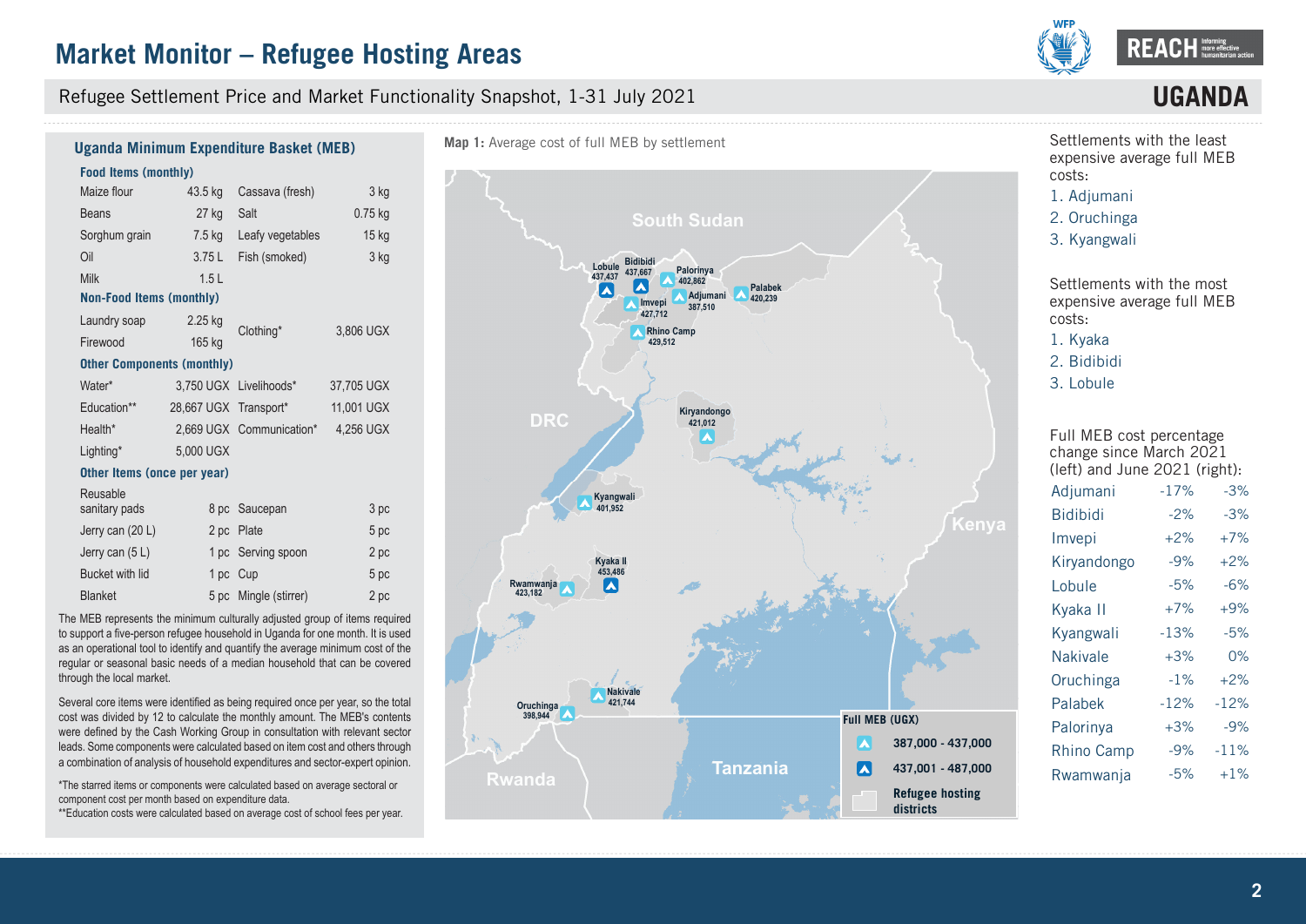# Market Monitor – Refugee Hosting Areas

Refugee Settlement Price and Market Functionality Snapshot, 1-31 July 2021

**UGANDA**

## Uganda Minimum Expenditure Basket (MEB)

| **Food Items (monthly)** | | | |
|---|---|---|---|
| Maize flour | 43.5 kg | Cassava (fresh) | 3 kg |
| Beans | 27 kg | Salt | 0.75 kg |
| Sorghum grain | 7.5 kg | Leafy vegetables | 15 kg |
| Oil | 3.75 L | Fish (smoked) | 3 kg |
| Milk | 1.5 L | | |
| **Non-Food Items (monthly)** | | | |
| Laundry soap | 2.25 kg | Clothing* | 3,806 UGX |
| Firewood | 165 kg | | |
| **Other Components (monthly)** | | | |
| Water* | 3,750 UGX | Livelihoods* | 37,705 UGX |
| Education** | 28,667 UGX | Transport* | 11,001 UGX |
| Health* | 2,669 UGX | Communication* | 4,256 UGX |
| Lighting* | 5,000 UGX | | |
| **Other Items (once per year)** | | | |
| Reusable sanitary pads | 8 pc | Saucepan | 3 pc |
| Jerry can (20 L) | 2 pc | Plate | 5 pc |
| Jerry can (5 L) | 1 pc | Serving spoon | 2 pc |
| Bucket with lid | 1 pc | Cup | 5 pc |
| Blanket | 5 pc | Mingle (stirrer) | 2 pc |

The MEB represents the minimum culturally adjusted group of items required to support a five-person refugee household in Uganda for one month. It is used as an operational tool to identify and quantify the average minimum cost of the regular or seasonal basic needs of a median household that can be covered through the local market.

Several core items were identified as being required once per year, so the total cost was divided by 12 to calculate the monthly amount. The MEB's contents were defined by the Cash Working Group in consultation with relevant sector leads. Some components were calculated based on item cost and others through a combination of analysis of household expenditures and sector-expert opinion.

*The starred items or components were calculated based on average sectoral or component cost per month based on expenditure data.
**Education costs were calculated based on average cost of school fees per year.

**Map 1:** Average cost of full MEB by settlement

| Settlement | Full MEB (UGX) |
|---|---|
| Lobule | 437,437 |
| Bidibidi | 437,667 |
| Palorinya | 402,862 |
| Imvepi | 427,712 |
| Adjumani | 387,510 |
| Palabek | 420,239 |
| Rhino Camp | 429,512 |
| Kiryandongo | 421,012 |
| Kyangwali | 401,952 |
| Kyaka II | 453,486 |
| Rwamwanja | 423,182 |
| Nakivale | 421,744 |
| Oruchinga | 398,944 |

Full MEB (UGX): 387,000 - 437,000; 437,001 - 487,000; Refugee hosting districts

Settlements with the least expensive average full MEB costs:

1. Adjumani
2. Oruchinga
3. Kyangwali

Settlements with the most expensive average full MEB costs:

1. Kyaka
2. Bidibidi
3. Lobule

Full MEB cost percentage change since March 2021 (left) and June 2021 (right):

| Settlement | Since March 2021 | Since June 2021 |
|---|---|---|
| Adjumani | -17% | -3% |
| Bidibidi | -2% | -3% |
| Imvepi | +2% | +7% |
| Kiryandongo | -9% | +2% |
| Lobule | -5% | -6% |
| Kyaka II | +7% | +9% |
| Kyangwali | -13% | -5% |
| Nakivale | +3% | 0% |
| Oruchinga | -1% | +2% |
| Palabek | -12% | -12% |
| Palorinya | +3% | -9% |
| Rhino Camp | -9% | -11% |
| Rwamwanja | -5% | +1% |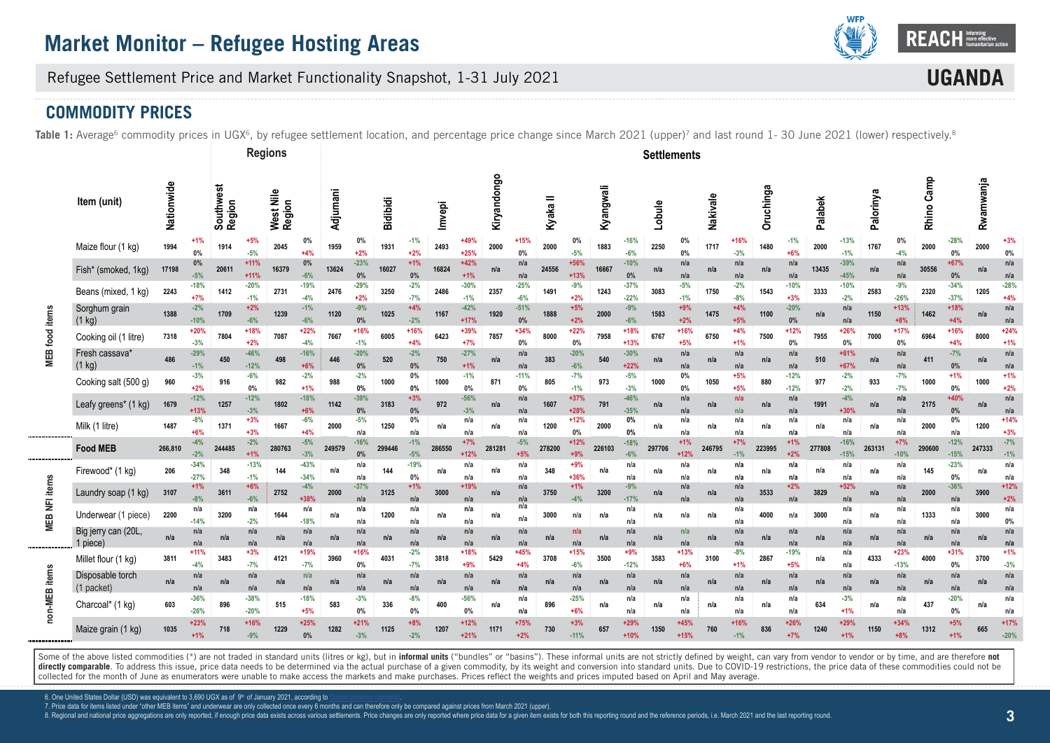# Market Monitor – Refugee Hosting Areas

Refugee Settlement Price and Market Functionality Snapshot, 1-31 July 2021

**UGANDA**

## COMMODITY PRICES

**Table 1:** Average[6] commodity prices in UGX[6], by refugee settlement location, and percentage price change since March 2021 (upper)[7] and last round 1- 30 June 2021 (lower) respectively.[8]

| | Item (unit) | Nationwide | | Southwest Region | | West Nile Region | | Adjumani | | Bidibidi | | Imvepi | | Kiryandongo | | Kyaka II | | Kyangwali | | Lobule | | Nakivale | | Oruchinga | | Palabek | | Palorinya | | Rhino Camp | | Rwamwanja | |
|---|---|---|---|---|---|---|---|---|---|---|---|---|---|---|---|---|---|---|---|---|---|---|---|---|---|---|---|---|---|---|---|---|---|
| MEB food items | Maize flour (1 kg) | 1994 | +1% / 0% | 1914 | +5% / -5% | 2045 | 0% / +4% | 1959 | 0% / +2% | 1931 | -1% / +2% | 2493 | +49% / +25% | 2000 | +15% / 0% | 2000 | 0% / -5% | 1883 | -16% / -6% | 2250 | 0% / 0% | 1717 | +16% / -3% | 1480 | -1% / +6% | 2000 | -13% / -1% | 1767 | 0% / -4% | 2000 | -28% / 0% | 2000 | +3% / 0% |
| | Fish* (smoked, 1kg) | 17198 | 0% / -5% | 20611 | +11% / +11% | 16379 | 0% / -6% | 13624 | -23% / 0% | 16027 | +1% / 0% | 16824 | +42% / +1% | n/a | n/a / n/a | 24556 | +56% / +13% | 16667 | -10% / 0% | n/a | n/a / n/a | n/a | n/a / n/a | n/a | n/a / n/a | 13435 | -39% / -45% | n/a | n/a / n/a | 30556 | +67% / 0% | n/a | n/a / n/a |
| | Beans (mixed, 1 kg) | 2243 | -18% / +7% | 1412 | -20% / -1% | 2731 | -19% / -4% | 2476 | -29% / +2% | 3250 | -2% / -7% | 2486 | -30% / -1% | 2357 | -25% / -6% | 1491 | -9% / +2% | 1243 | -37% / -22% | 3083 | -5% / -1% | 1750 | -2% / -8% | 1543 | -10% / +3% | 3333 | -10% / -2% | 2583 | -9% / -26% | 2320 | -34% / -37% | 1205 | -28% / +4% |
| | Sorghum grain (1 kg) | 1388 | -2% / -10% | 1709 | +2% / -6% | 1239 | -1% / -6% | 1120 | -9% / 0% | 1025 | +4% / -2% | 1167 | -42% / +17% | 1920 | -51% / 0% | 1888 | +5% / +2% | 2000 | -9% / -6% | 1583 | +9% / +2% | 1475 | +4% / +5% | 1100 | -20% / 0% | n/a | n/a / n/a | 1150 | +13% / +8% | 1462 | +18% / +4% | n/a | n/a / n/a |
| | Cooking oil (1 litre) | 7318 | +20% / -3% | 7804 | +18% / +2% | 7087 | +22% / -4% | 7667 | +16% / -1% | 6005 | +16% / +4% | 6423 | +39% / +7% | 7857 | +34% / 0% | 8000 | +22% / 0% | 7958 | +18% / +13% | 6767 | +16% / +5% | 6750 | +4% / +1% | 7500 | +12% / 0% | 7955 | +26% / 0% | 7000 | +17% / 0% | 6964 | +16% / +4% | 8000 | +24% / +1% |
| | Fresh cassava* (1 kg) | 486 | -29% / -1% | 450 | -46% / -12% | 498 | -16% / +6% | 446 | -20% / 0% | 520 | -2% / 0% | 750 | -27% / +1% | n/a | n/a / n/a | 383 | -20% / -6% | 540 | -30% / +22% | n/a | n/a / n/a | n/a | n/a / n/a | n/a | n/a / n/a | 510 | +61% / +67% | n/a | n/a / n/a | 411 | -7% / 0% | n/a | n/a / n/a |
| | Cooking salt (500 g) | 960 | -3% / +2% | 916 | -6% / 0% | 982 | -2% / +1% | 988 | -2% / 0% | 1000 | 0% / 0% | 1000 | -1% / 0% | 871 | -11% / 0% | 805 | -7% / -1% | 973 | -5% / -3% | 1000 | 0% / 0% | 1050 | +5% / +5% | 880 | -12% / -12% | 977 | -2% / -2% | 933 | -7% / -7% | 1000 | +1% / 0% | 1000 | +1% / +2% |
| | Leafy greens* (1 kg) | 1679 | -12% / +13% | 1257 | -12% / -3% | 1802 | -18% / +6% | 1142 | -39% / 0% | 3183 | +3% / 0% | 972 | -56% / -3% | n/a | n/a / n/a | 1607 | +37% / +28% | 791 | -46% / -35% | n/a | n/a / n/a | n/a | n/a / n/a | n/a | n/a / n/a | 1991 | -4% / +30% | n/a | n/a / n/a | 2175 | +40% / 0% | n/a | n/a / n/a |
| | Milk (1 litre) | 1487 | -8% / +6% | 1371 | +3% / +3% | 1667 | -6% / +4% | 2000 | -5% / n/a | 1250 | 0% / n/a | n/a | n/a / n/a | n/a | n/a / n/a | 1200 | +12% / 0% | 2000 | 0% / 0% | n/a | n/a / n/a | n/a | n/a / n/a | n/a | n/a / n/a | n/a | n/a / n/a | n/a | n/a / n/a | 2000 | 0% / n/a | 1200 | +14% / +3% |
| | **Food MEB** | 266,810 | -4% / -2% | 244485 | -2% / +1% | 280763 | -5% / -3% | 249579 | -16% / 0% | 299446 | -1% / -5% | 286550 | +7% / +12% | 281281 | -5% / +5% | 278200 | +12% / +9% | 226103 | -18% / -6% | 297706 | +1% / +12% | 246795 | +7% / -1% | 223995 | +1% / +2% | 277808 | -16% / -15% | 263131 | +7% / -10% | 290600 | -12% / -15% | 247333 | -7% / -1% |
| MEB NFI items | Firewood* (1 kg) | 206 | -34% / -27% | 348 | -13% / -1% | 144 | -43% / -34% | n/a | n/a / n/a | 144 | -19% / 0% | n/a | n/a / n/a | n/a | n/a / n/a | 348 | +9% / +36% | n/a | n/a / n/a | n/a | n/a / n/a | n/a | n/a / n/a | n/a | n/a / n/a | n/a | n/a / n/a | n/a | n/a / n/a | 145 | -23% / 0% | n/a | n/a / n/a |
| | Laundry soap (1 kg) | 3107 | +1% / -8% | 3611 | +6% / -6% | 2752 | -4% / +38% | 2000 | -37% / n/a | 3125 | +1% / n/a | 3000 | +19% / n/a | n/a | n/a / n/a | 3750 | +1% / -4% | 3200 | -9% / -17% | n/a | n/a / n/a | n/a | n/a / n/a | 3533 | +2% / n/a | 3829 | +52% / n/a | n/a | n/a / n/a | 2000 | -36% / n/a | 3900 | +12% / +2% |
| | Underwear (1 piece) | 2200 | n/a / -14% | 3200 | n/a / -2% | 1644 | n/a / -18% | n/a | n/a / n/a | 1200 | n/a / n/a | n/a | n/a / n/a | n/a | n/a / n/a | 3000 | n/a / n/a | n/a | n/a / n/a | n/a | n/a / n/a | n/a | n/a / n/a | 4000 | n/a / n/a | 3000 | n/a / n/a | n/a | n/a / n/a | 1333 | n/a / n/a | 3000 | n/a / 0% |
| | Big jerry can (20L, 1 piece) | n/a | n/a / n/a | n/a | n/a / n/a | n/a | n/a / n/a | n/a | n/a / n/a | n/a | n/a / n/a | n/a | n/a / n/a | n/a | n/a / n/a | n/a | n/a / n/a | n/a | n/a / n/a | n/a | n/a / n/a | n/a | n/a / n/a | n/a | n/a / n/a | n/a | n/a / n/a | n/a | n/a / n/a | n/a | n/a / n/a | n/a | n/a / n/a |
| non-MEB items | Millet flour (1 kg) | 3811 | +11% / -4% | 3483 | +3% / -7% | 4121 | +19% / -7% | 3960 | +16% / 0% | 4031 | -2% / -7% | 3818 | +18% / +9% | 5429 | +45% / +4% | 3708 | +15% / -6% | 3500 | +9% / -12% | 3583 | +13% / +6% | 3100 | -8% / +1% | 2867 | -19% / +5% | n/a | n/a / n/a | 4333 | +23% / -13% | 4000 | +31% / 0% | 3700 | +1% / -3% |
| | Disposable torch (1 packet) | n/a | n/a / n/a | n/a | n/a / n/a | n/a | n/a / n/a | n/a | n/a / n/a | n/a | n/a / n/a | n/a | n/a / n/a | n/a | n/a / n/a | n/a | n/a / n/a | n/a | n/a / n/a | n/a | n/a / n/a | n/a | n/a / n/a | n/a | n/a / n/a | n/a | n/a / n/a | n/a | n/a / n/a | n/a | n/a / n/a | n/a | n/a / n/a |
| | Charcoal* (1 kg) | 603 | -36% / -26% | 896 | -38% / -20% | 515 | -18% / +5% | 583 | -3% / 0% | 336 | -8% / 0% | 400 | -56% / 0% | n/a | n/a / n/a | 896 | -25% / +6% | n/a | n/a / n/a | n/a | n/a / n/a | n/a | n/a / n/a | n/a | n/a / n/a | 634 | -3% / +1% | n/a | n/a / n/a | 437 | -20% / 0% | n/a | n/a / n/a |
| | Maize grain (1 kg) | 1035 | +23% / +1% | 718 | +16% / -9% | 1229 | +25% / 0% | 1282 | +21% / -3% | 1125 | +8% / -2% | 1207 | +12% / +21% | 1171 | +75% / +2% | 730 | +3% / -11% | 657 | +29% / +10% | 1350 | +45% / +15% | 760 | +16% / -1% | 836 | +26% / +7% | 1240 | +29% / +1% | 1150 | +34% / +8% | 1312 | +5% / +1% | 665 | +17% / -20% |

Some of the above listed commodities (*) are not traded in standard units (litres or kg), but in **informal units** ("bundles" or "basins"). These informal units are not strictly defined by weight, can vary from vendor to vendor or by time, and are therefore **not directly comparable**. To address this issue, price data needs to be determined via the actual purchase of a given commodity, by its weight and conversion into standard units. Due to COVID-19 restrictions, the price data of these commodities could not be collected for the month of June as enumerators were unable to make access the markets and make purchases. Prices reflect the weights and prices imputed based on April and May average.

6. One United States Dollar (USD) was equivalent to 3,690 UGX as of 9th of January 2021, according to
7. Price data for items listed under "other MEB items" and underwear are only collected once every 6 months and can therefore only be compared against prices from March 2021 (upper).
8. Regional and national price aggregations are only reported, if enough price data exists across various settlements. Price changes are only reported where price data for a given item exists for both this reporting round and the reference periods, i.e. March 2021 and the last reporting round.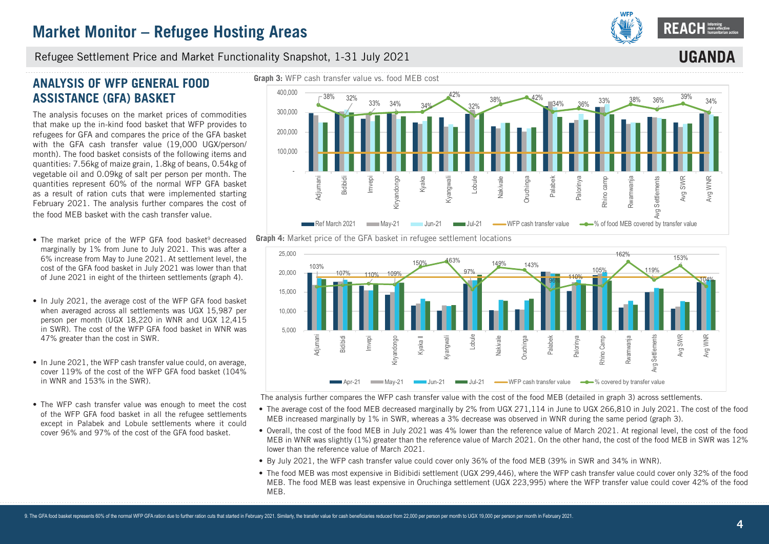# Market Monitor – Refugee Hosting Areas

Refugee Settlement Price and Market Functionality Snapshot, 1-31 July 2021

UGANDA

## ANALYSIS OF WFP GENERAL FOOD ASSISTANCE (GFA) BASKET

The analysis focuses on the market prices of commodities that make up the in-kind food basket that WFP provides to refugees for GFA and compares the price of the GFA basket with the GFA cash transfer value (19,000 UGX/person/month). The food basket consists of the following items and quantities: 7.56kg of maize grain, 1.8kg of beans, 0.54kg of vegetable oil and 0.09kg of salt per person per month. The quantities represent 60% of the normal WFP GFA basket as a result of ration cuts that were implemented starting February 2021. The analysis further compares the cost of the food MEB basket with the cash transfer value.

- The market price of the WFP GFA food basket[9] decreased marginally by 1% from June to July 2021. This was after a 6% increase from May to June 2021. At settlement level, the cost of the GFA food basket in July 2021 was lower than that of June 2021 in eight of the thirteen settlements (graph 4).
- In July 2021, the average cost of the WFP GFA food basket when averaged across all settlements was UGX 15,987 per person per month (UGX 18,220 in WNR and UGX 12,415 in SWR). The cost of the WFP GFA food basket in WNR was 47% greater than the cost in SWR.
- In June 2021, the WFP cash transfer value could, on average, cover 119% of the cost of the WFP GFA food basket (104% in WNR and 153% in the SWR).
- The WFP cash transfer value was enough to meet the cost of the WFP GFA food basket in all the refugee settlements except in Palabek and Lobule settlements where it could cover 96% and 97% of the cost of the GFA food basket.

**Graph 3:** WFP cash transfer value vs. food MEB cost

% of food MEB covered by transfer value:

| Location | % of food MEB covered by transfer value |
|---|---|
| Adjumani | 38% |
| Bidibidi | 32% |
| Imvepi | 33% |
| Kiryandongo | 34% |
| Kyaka | 34% |
| Kyangwali | 42% |
| Lobule | 32% |
| Nakivale | 38% |
| Oruchinga | 42% |
| Palabek | 34% |
| Palorinya | 36% |
| Rhino camp | 33% |
| Rwamwanja | 38% |
| Avg Settlements | 36% |
| Avg SWR | 39% |
| Avg WNR | 34% |

Legend: Ref March 2021, May-21, Jun-21, Jul-21, WFP cash transfer value, % of food MEB covered by transfer value

**Graph 4:** Market price of the GFA basket in refugee settlement locations

| Location | % covered by transfer value |
|---|---|
| Adjumani | 103% |
| Bidibidi | 107% |
| Imvepi | 110% |
| Kiryandongo | 109% |
| Kyaka II | 150% |
| Kyangwali | 163% |
| Lobule | 97% |
| Nakivale | 149% |
| Oruchinga | 143% |
| Palabek | 96% |
| Palorinya | 110% |
| Rhino Camp | 105% |
| Rwamwanja | 162% |
| Avg Settlements | 119% |
| Avg SWR | 153% |
| Avg WNR | 104% |

Legend: Apr-21, May-21, Jun-21, Jul-21, WFP cash transfer value, % covered by transfer value

The analysis further compares the WFP cash transfer value with the cost of the food MEB (detailed in graph 3) across settlements.

- The average cost of the food MEB decreased marginally by 2% from UGX 271,114 in June to UGX 266,810 in July 2021. The cost of the food MEB increased marginally by 1% in SWR, whereas a 3% decrease was observed in WNR during the same period (graph 3).
- Overall, the cost of the food MEB in July 2021 was 4% lower than the reference value of March 2021. At regional level, the cost of the food MEB in WNR was slightly (1%) greater than the reference value of March 2021. On the other hand, the cost of the food MEB in SWR was 12% lower than the reference value of March 2021.
- By July 2021, the WFP cash transfer value could cover only 36% of the food MEB (39% in SWR and 34% in WNR).
- The food MEB was most expensive in Bidibidi settlement (UGX 299,446), where the WFP cash transfer value could cover only 32% of the food MEB. The food MEB was least expensive in Oruchinga settlement (UGX 223,995) where the WFP transfer value could cover 42% of the food MEB.

9. The GFA food basket represents 60% of the normal WFP GFA ration due to further ration cuts that started in February 2021. Similarly, the transfer value for cash beneficiaries reduced from 22,000 per person per month to UGX 19,000 per person per month in February 2021.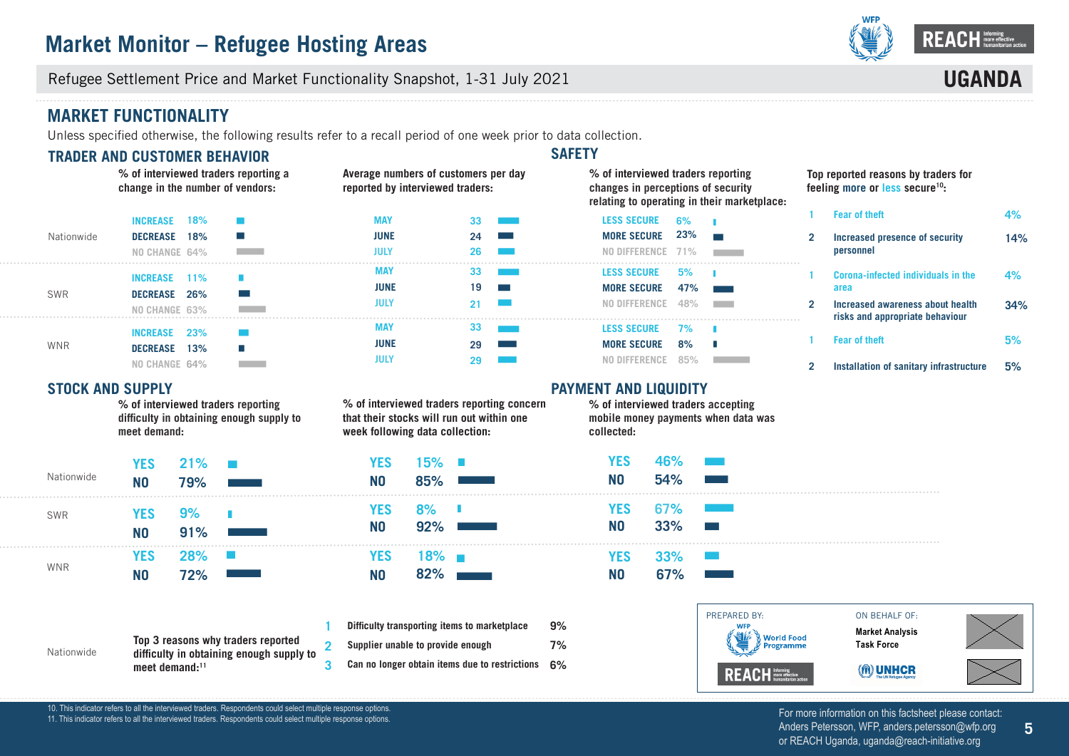# Market Monitor – Refugee Hosting Areas

Refugee Settlement Price and Market Functionality Snapshot, 1-31 July 2021

**UGANDA**

## MARKET FUNCTIONALITY

Unless specified otherwise, the following results refer to a recall period of one week prior to data collection.

### TRADER AND CUSTOMER BEHAVIOR

**% of interviewed traders reporting a change in the number of vendors:**

Nationwide
INCREASE 18%
DECREASE 18%
NO CHANGE 64%

SWR
INCREASE 11%
DECREASE 26%
NO CHANGE 63%

WNR
INCREASE 23%
DECREASE 13%
NO CHANGE 64%

**Average numbers of customers per day reported by interviewed traders:**

Nationwide
MAY 33
JUNE 24
JULY 26

SWR
MAY 33
JUNE 19
JULY 21

WNR
MAY 33
JUNE 29
JULY 29

### SAFETY

**% of interviewed traders reporting changes in perceptions of security relating to operating in their marketplace:**

Nationwide
LESS SECURE 6%
MORE SECURE 23%
NO DIFFERENCE 71%

SWR
LESS SECURE 5%
MORE SECURE 47%
NO DIFFERENCE 48%

WNR
LESS SECURE 7%
MORE SECURE 8%
NO DIFFERENCE 85%

**Top reported reasons by traders for feeling more or less secure[10]:**

Nationwide
1 Fear of theft 4%
2 Increased presence of security personnel 14%

SWR
1 Corona-infected individuals in the area 4%
2 Increased awareness about health risks and appropriate behaviour 34%

WNR
1 Fear of theft 5%
2 Installation of sanitary infrastructure 5%

### STOCK AND SUPPLY

**% of interviewed traders reporting difficulty in obtaining enough supply to meet demand:**

Nationwide
YES 21%
NO 79%

SWR
YES 9%
NO 91%

WNR
YES 28%
NO 72%

**% of interviewed traders reporting concern that their stocks will run out within one week following data collection:**

Nationwide
YES 15%
NO 85%

SWR
YES 8%
NO 92%

WNR
YES 18%
NO 82%

### PAYMENT AND LIQUIDITY

**% of interviewed traders accepting mobile money payments when data was collected:**

Nationwide
YES 46%
NO 54%

SWR
YES 67%
NO 33%

WNR
YES 33%
NO 67%

**Top 3 reasons why traders reported difficulty in obtaining enough supply to meet demand:[11]**

Nationwide
1 Difficulty transporting items to marketplace 9%
2 Supplier unable to provide enough 7%
3 Can no longer obtain items due to restrictions 6%

PREPARED BY: WFP World Food Programme, REACH

ON BEHALF OF: Market Analysis Task Force, UNHCR

10. This indicator refers to all the interviewed traders. Respondents could select multiple response options.
11. This indicator refers to all the interviewed traders. Respondents could select multiple response options.

For more information on this factsheet please contact: Anders Petersson, WFP, anders.petersson@wfp.org or REACH Uganda, uganda@reach-initiative.org